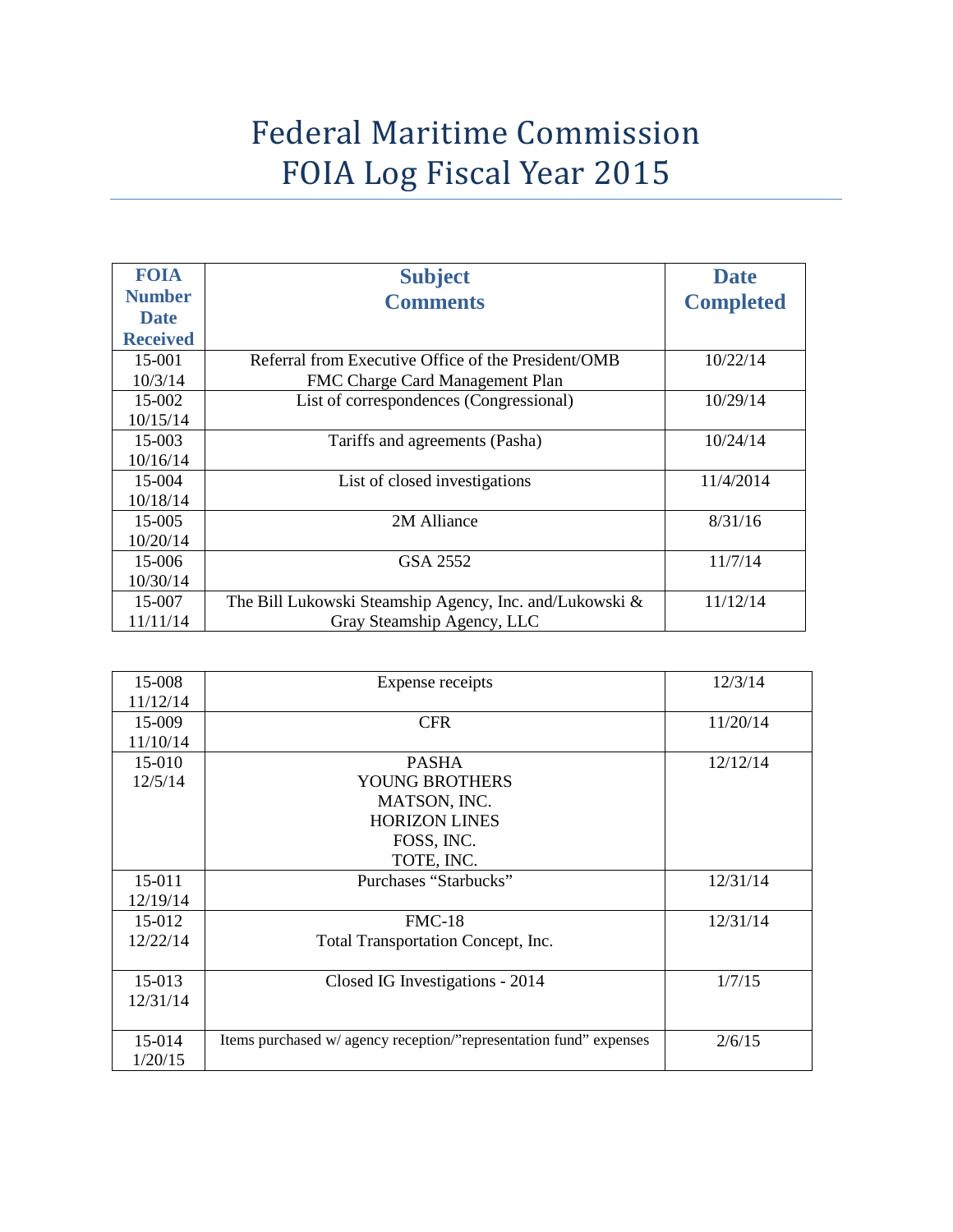# Federal Maritime Commission FOIA Log Fiscal Year 2015

| FOIA Number Date Received | Subject Comments | Date Completed |
|---|---|---|
| 15-001 10/3/14 | Referral from Executive Office of the President/OMB FMC Charge Card Management Plan | 10/22/14 |
| 15-002 10/15/14 | List of correspondences (Congressional) | 10/29/14 |
| 15-003 10/16/14 | Tariffs and agreements (Pasha) | 10/24/14 |
| 15-004 10/18/14 | List of closed investigations | 11/4/2014 |
| 15-005 10/20/14 | 2M Alliance | 8/31/16 |
| 15-006 10/30/14 | GSA 2552 | 11/7/14 |
| 15-007 11/11/14 | The Bill Lukowski Steamship Agency, Inc. and/Lukowski & Gray Steamship Agency, LLC | 11/12/14 |
| 15-008 11/12/14 | Expense receipts | 12/3/14 |
| 15-009 11/10/14 | CFR | 11/20/14 |
| 15-010 12/5/14 | PASHA<br>YOUNG BROTHERS<br>MATSON, INC.<br>HORIZON LINES<br>FOSS, INC.<br>TOTE, INC. | 12/12/14 |
| 15-011 12/19/14 | Purchases "Starbucks" | 12/31/14 |
| 15-012 12/22/14 | FMC-18<br>Total Transportation Concept, Inc. | 12/31/14 |
| 15-013 12/31/14 | Closed IG Investigations - 2014 | 1/7/15 |
| 15-014 1/20/15 | Items purchased w/ agency reception/"representation fund" expenses | 2/6/15 |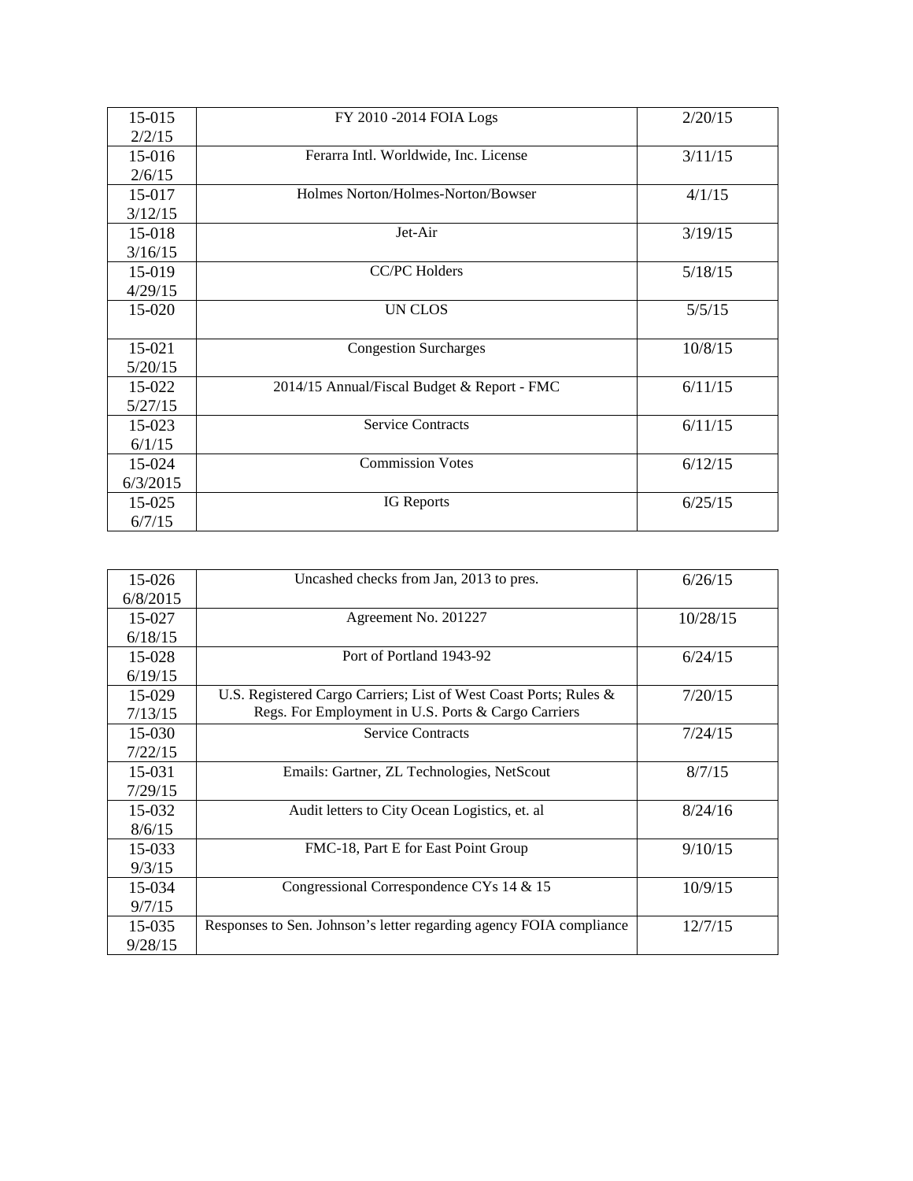| | | |
|---|---|---|
| 15-015<br>2/2/15 | FY 2010 -2014 FOIA Logs | 2/20/15 |
| 15-016<br>2/6/15 | Ferarra Intl. Worldwide, Inc. License | 3/11/15 |
| 15-017<br>3/12/15 | Holmes Norton/Holmes-Norton/Bowser | 4/1/15 |
| 15-018<br>3/16/15 | Jet-Air | 3/19/15 |
| 15-019<br>4/29/15 | CC/PC Holders | 5/18/15 |
| 15-020 | UN CLOS | 5/5/15 |
| 15-021<br>5/20/15 | Congestion Surcharges | 10/8/15 |
| 15-022<br>5/27/15 | 2014/15 Annual/Fiscal Budget & Report - FMC | 6/11/15 |
| 15-023<br>6/1/15 | Service Contracts | 6/11/15 |
| 15-024<br>6/3/2015 | Commission Votes | 6/12/15 |
| 15-025<br>6/7/15 | IG Reports | 6/25/15 |

| | | |
|---|---|---|
| 15-026<br>6/8/2015 | Uncashed checks from Jan, 2013 to pres. | 6/26/15 |
| 15-027<br>6/18/15 | Agreement No. 201227 | 10/28/15 |
| 15-028<br>6/19/15 | Port of Portland 1943-92 | 6/24/15 |
| 15-029<br>7/13/15 | U.S. Registered Cargo Carriers; List of West Coast Ports; Rules & Regs. For Employment in U.S. Ports & Cargo Carriers | 7/20/15 |
| 15-030<br>7/22/15 | Service Contracts | 7/24/15 |
| 15-031<br>7/29/15 | Emails: Gartner, ZL Technologies, NetScout | 8/7/15 |
| 15-032<br>8/6/15 | Audit letters to City Ocean Logistics, et. al | 8/24/16 |
| 15-033<br>9/3/15 | FMC-18, Part E for East Point Group | 9/10/15 |
| 15-034<br>9/7/15 | Congressional Correspondence CYs 14 & 15 | 10/9/15 |
| 15-035<br>9/28/15 | Responses to Sen. Johnson's letter regarding agency FOIA compliance | 12/7/15 |